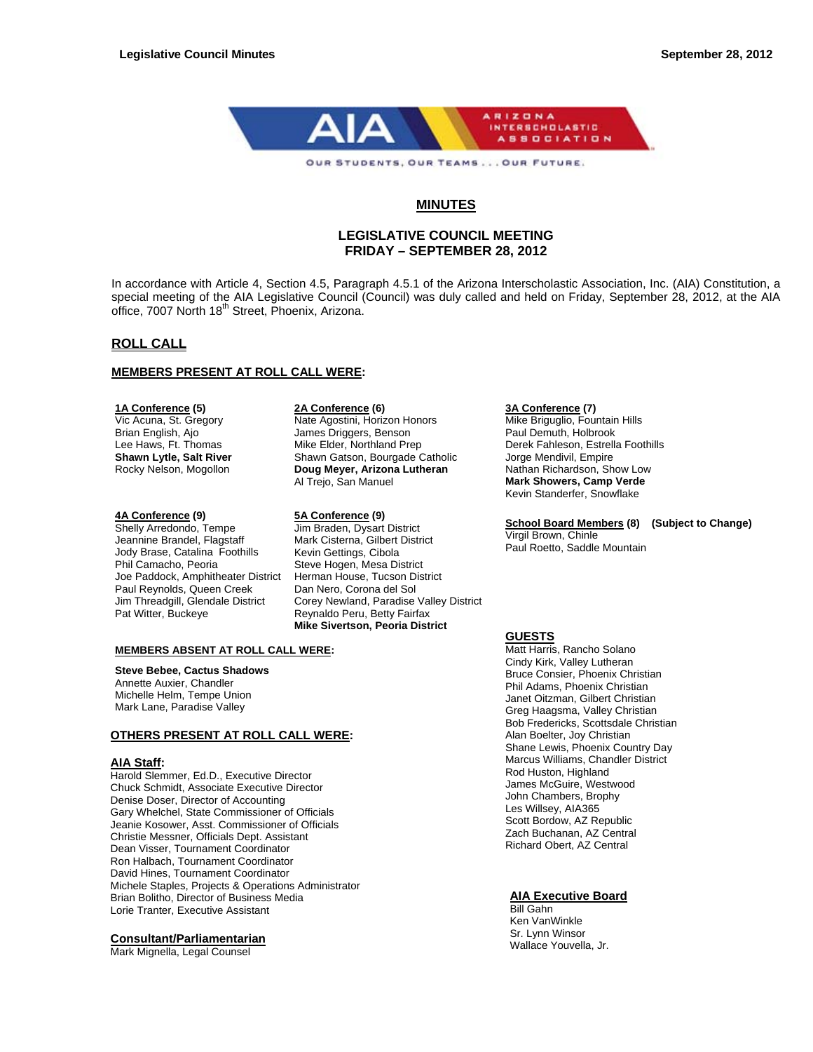# MINUTES

## LEGISLATIVE COUNCIL MEETING
## FRIDAY – SEPTEMBER 28, 2012

In accordance with Article 4, Section 4.5, Paragraph 4.5.1 of the Arizona Interscholastic Association, Inc. (AIA) Constitution, a special meeting of the AIA Legislative Council (Council) was duly called and held on Friday, September 28, 2012, at the AIA office, 7007 North 18th Street, Phoenix, Arizona.

## ROLL CALL

### MEMBERS PRESENT AT ROLL CALL WERE:

**1A Conference (5)**
Vic Acuna, St. Gregory
Brian English, Ajo
Lee Haws, Ft. Thomas
**Shawn Lytle, Salt River**
Rocky Nelson, Mogollon

**2A Conference (6)**
Nate Agostini, Horizon Honors
James Driggers, Benson
Mike Elder, Northland Prep
Shawn Gatson, Bourgade Catholic
**Doug Meyer, Arizona Lutheran**
Al Trejo, San Manuel

**3A Conference (7)**
Mike Briguglio, Fountain Hills
Paul Demuth, Holbrook
Derek Fahleson, Estrella Foothills
Jorge Mendivil, Empire
Nathan Richardson, Show Low
**Mark Showers, Camp Verde**
Kevin Standerfer, Snowflake

**4A Conference (9)**
Shelly Arredondo, Tempe
Jeannine Brandel, Flagstaff
Jody Brase, Catalina Foothills
Phil Camacho, Peoria
Joe Paddock, Amphitheater District
Paul Reynolds, Queen Creek
Jim Threadgill, Glendale District
Pat Witter, Buckeye

**5A Conference (9)**
Jim Braden, Dysart District
Mark Cisterna, Gilbert District
Kevin Gettings, Cibola
Steve Hogen, Mesa District
Herman House, Tucson District
Dan Nero, Corona del Sol
Corey Newland, Paradise Valley District
Reynaldo Peru, Betty Fairfax
**Mike Sivertson, Peoria District**

**School Board Members (8) (Subject to Change)**
Virgil Brown, Chinle
Paul Roetto, Saddle Mountain

### MEMBERS ABSENT AT ROLL CALL WERE:

**Steve Bebee, Cactus Shadows**
Annette Auxier, Chandler
Michelle Helm, Tempe Union
Mark Lane, Paradise Valley

### OTHERS PRESENT AT ROLL CALL WERE:

**AIA Staff:**
Harold Slemmer, Ed.D., Executive Director
Chuck Schmidt, Associate Executive Director
Denise Doser, Director of Accounting
Gary Whelchel, State Commissioner of Officials
Jeanie Kosower, Asst. Commissioner of Officials
Christie Messner, Officials Dept. Assistant
Dean Visser, Tournament Coordinator
Ron Halbach, Tournament Coordinator
David Hines, Tournament Coordinator
Michele Staples, Projects & Operations Administrator
Brian Bolitho, Director of Business Media
Lorie Tranter, Executive Assistant

**Consultant/Parliamentarian**
Mark Mignella, Legal Counsel

**GUESTS**
Matt Harris, Rancho Solano
Cindy Kirk, Valley Lutheran
Bruce Consier, Phoenix Christian
Phil Adams, Phoenix Christian
Janet Oitzman, Gilbert Christian
Greg Haagsma, Valley Christian
Bob Fredericks, Scottsdale Christian
Alan Boelter, Joy Christian
Shane Lewis, Phoenix Country Day
Marcus Williams, Chandler District
Rod Huston, Highland
James McGuire, Westwood
John Chambers, Brophy
Les Willsey, AIA365
Scott Bordow, AZ Republic
Zach Buchanan, AZ Central
Richard Obert, AZ Central

**AIA Executive Board**
Bill Gahn
Ken VanWinkle
Sr. Lynn Winsor
Wallace Youvella, Jr.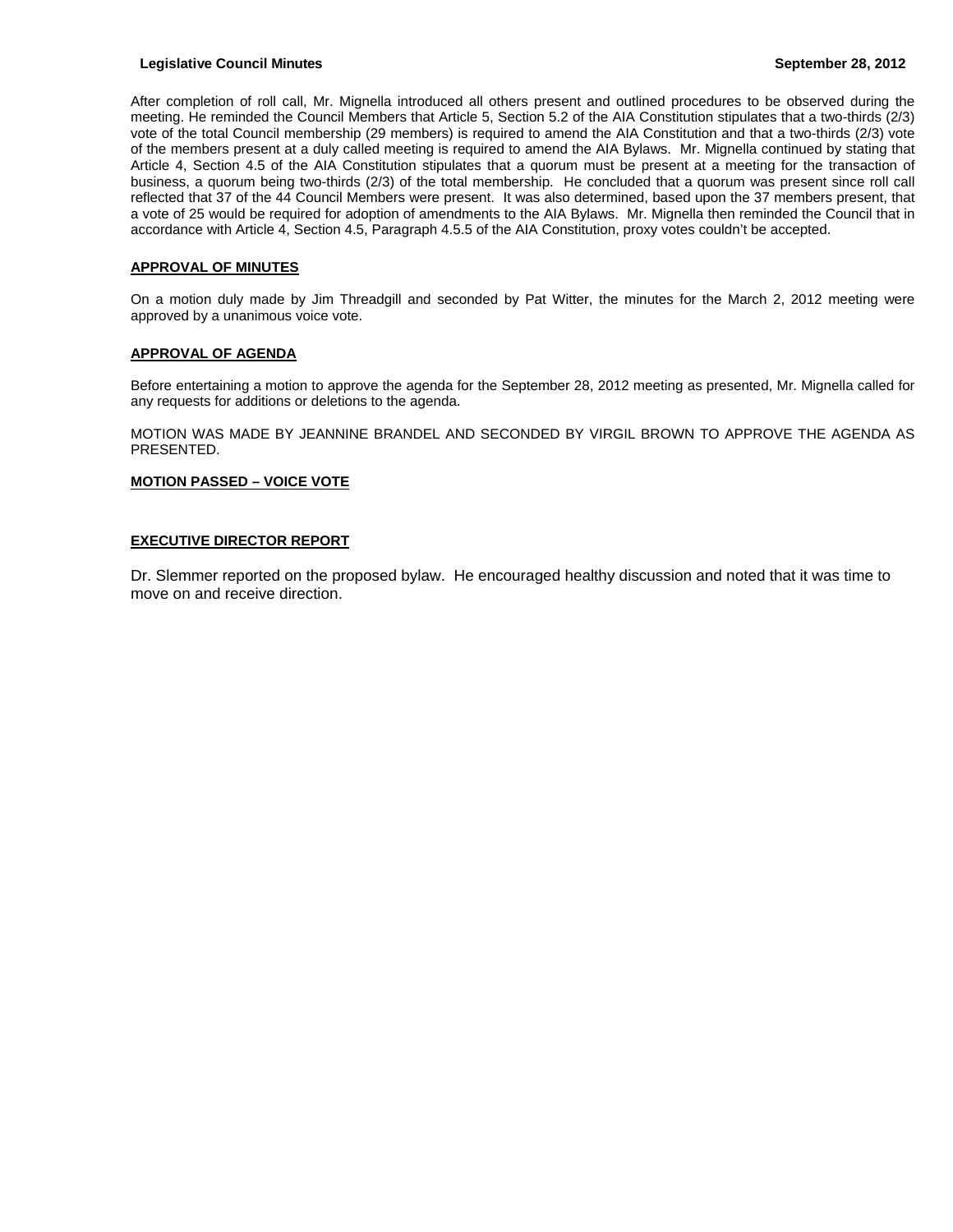After completion of roll call, Mr. Mignella introduced all others present and outlined procedures to be observed during the meeting. He reminded the Council Members that Article 5, Section 5.2 of the AIA Constitution stipulates that a two-thirds (2/3) vote of the total Council membership (29 members) is required to amend the AIA Constitution and that a two-thirds (2/3) vote of the members present at a duly called meeting is required to amend the AIA Bylaws. Mr. Mignella continued by stating that Article 4, Section 4.5 of the AIA Constitution stipulates that a quorum must be present at a meeting for the transaction of business, a quorum being two-thirds (2/3) of the total membership. He concluded that a quorum was present since roll call reflected that 37 of the 44 Council Members were present. It was also determined, based upon the 37 members present, that a vote of 25 would be required for adoption of amendments to the AIA Bylaws. Mr. Mignella then reminded the Council that in accordance with Article 4, Section 4.5, Paragraph 4.5.5 of the AIA Constitution, proxy votes couldn't be accepted.

**APPROVAL OF MINUTES**

On a motion duly made by Jim Threadgill and seconded by Pat Witter, the minutes for the March 2, 2012 meeting were approved by a unanimous voice vote.

**APPROVAL OF AGENDA**

Before entertaining a motion to approve the agenda for the September 28, 2012 meeting as presented, Mr. Mignella called for any requests for additions or deletions to the agenda.

MOTION WAS MADE BY JEANNINE BRANDEL AND SECONDED BY VIRGIL BROWN TO APPROVE THE AGENDA AS PRESENTED.

**MOTION PASSED – VOICE VOTE**

**EXECUTIVE DIRECTOR REPORT**

Dr. Slemmer reported on the proposed bylaw. He encouraged healthy discussion and noted that it was time to move on and receive direction.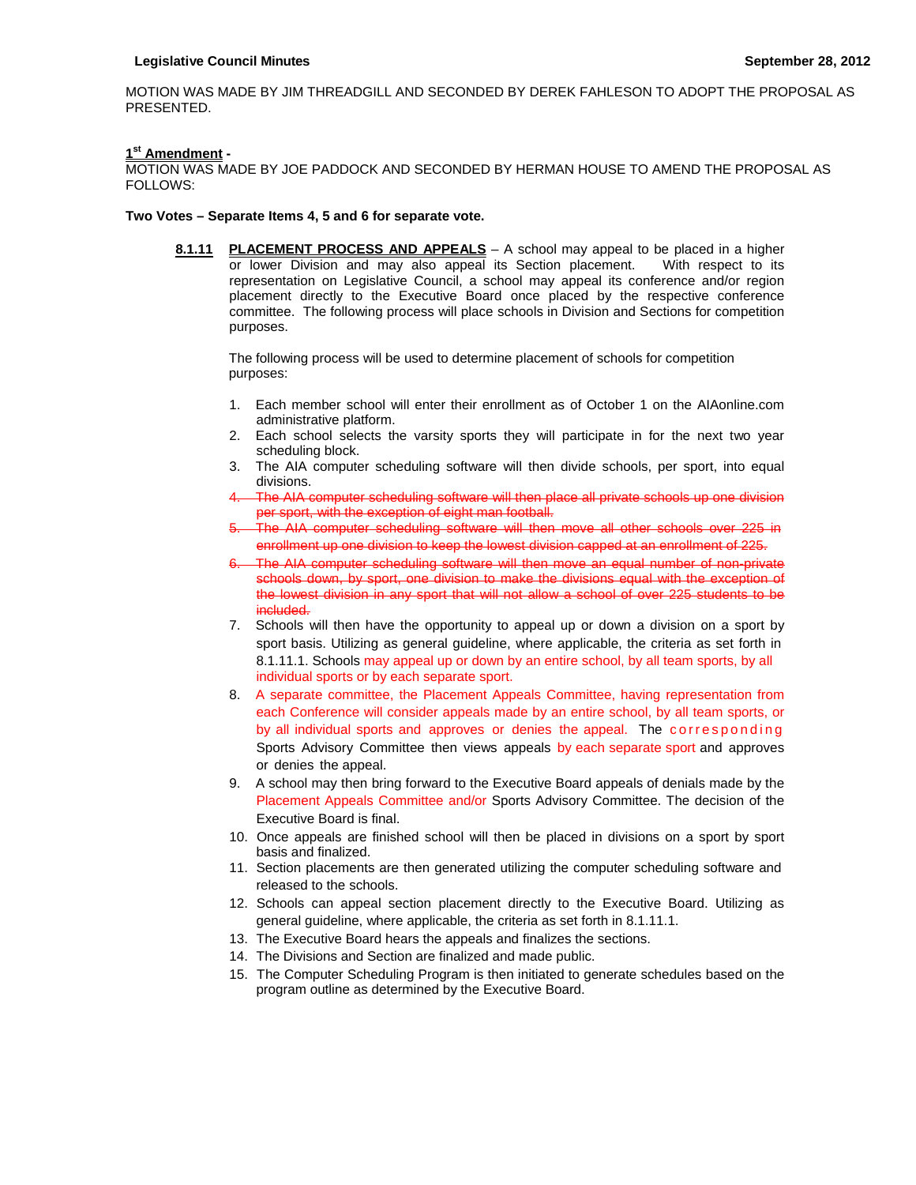MOTION WAS MADE BY JIM THREADGILL AND SECONDED BY DEREK FAHLESON TO ADOPT THE PROPOSAL AS PRESENTED.

**1st Amendment -**

MOTION WAS MADE BY JOE PADDOCK AND SECONDED BY HERMAN HOUSE TO AMEND THE PROPOSAL AS FOLLOWS:

**Two Votes – Separate Items 4, 5 and 6 for separate vote.**

**8.1.11 PLACEMENT PROCESS AND APPEALS** – A school may appeal to be placed in a higher or lower Division and may also appeal its Section placement. With respect to its representation on Legislative Council, a school may appeal its conference and/or region placement directly to the Executive Board once placed by the respective conference committee. The following process will place schools in Division and Sections for competition purposes.

The following process will be used to determine placement of schools for competition purposes:

1. Each member school will enter their enrollment as of October 1 on the AIAonline.com administrative platform.
2. Each school selects the varsity sports they will participate in for the next two year scheduling block.
3. The AIA computer scheduling software will then divide schools, per sport, into equal divisions.
4. ~~The AIA computer scheduling software will then place all private schools up one division per sport, with the exception of eight man football.~~
5. ~~The AIA computer scheduling software will then move all other schools over 225 in enrollment up one division to keep the lowest division capped at an enrollment of 225.~~
6. ~~The AIA computer scheduling software will then move an equal number of non-private schools down, by sport, one division to make the divisions equal with the exception of the lowest division in any sport that will not allow a school of over 225 students to be included.~~
7. Schools will then have the opportunity to appeal up or down a division on a sport by sport basis. Utilizing as general guideline, where applicable, the criteria as set forth in 8.1.11.1. Schools may appeal up or down by an entire school, by all team sports, by all individual sports or by each separate sport.
8. A separate committee, the Placement Appeals Committee, having representation from each Conference will consider appeals made by an entire school, by all team sports, or by all individual sports and approves or denies the appeal. The corresponding Sports Advisory Committee then views appeals by each separate sport and approves or denies the appeal.
9. A school may then bring forward to the Executive Board appeals of denials made by the Placement Appeals Committee and/or Sports Advisory Committee. The decision of the Executive Board is final.
10. Once appeals are finished school will then be placed in divisions on a sport by sport basis and finalized.
11. Section placements are then generated utilizing the computer scheduling software and released to the schools.
12. Schools can appeal section placement directly to the Executive Board. Utilizing as general guideline, where applicable, the criteria as set forth in 8.1.11.1.
13. The Executive Board hears the appeals and finalizes the sections.
14. The Divisions and Section are finalized and made public.
15. The Computer Scheduling Program is then initiated to generate schedules based on the program outline as determined by the Executive Board.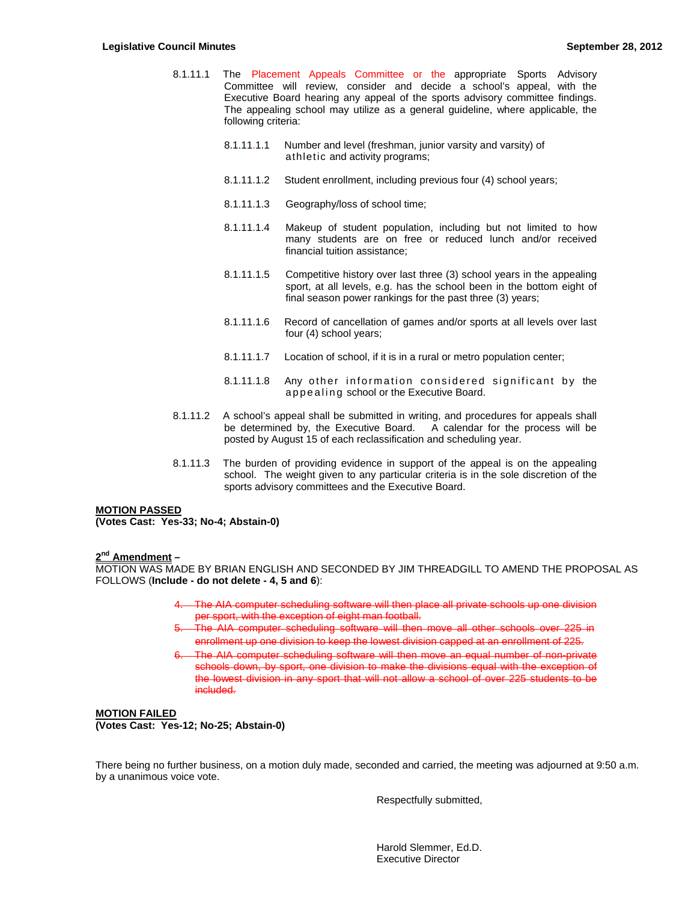8.1.11.1 The Placement Appeals Committee or the appropriate Sports Advisory Committee will review, consider and decide a school's appeal, with the Executive Board hearing any appeal of the sports advisory committee findings. The appealing school may utilize as a general guideline, where applicable, the following criteria:

8.1.11.1.1 Number and level (freshman, junior varsity and varsity) of athletic and activity programs;

8.1.11.1.2 Student enrollment, including previous four (4) school years;

8.1.11.1.3 Geography/loss of school time;

8.1.11.1.4 Makeup of student population, including but not limited to how many students are on free or reduced lunch and/or received financial tuition assistance;

8.1.11.1.5 Competitive history over last three (3) school years in the appealing sport, at all levels, e.g. has the school been in the bottom eight of final season power rankings for the past three (3) years;

8.1.11.1.6 Record of cancellation of games and/or sports at all levels over last four (4) school years;

8.1.11.1.7 Location of school, if it is in a rural or metro population center;

8.1.11.1.8 Any other information considered significant by the appealing school or the Executive Board.

8.1.11.2 A school's appeal shall be submitted in writing, and procedures for appeals shall be determined by, the Executive Board. A calendar for the process will be posted by August 15 of each reclassification and scheduling year.

8.1.11.3 The burden of providing evidence in support of the appeal is on the appealing school. The weight given to any particular criteria is in the sole discretion of the sports advisory committees and the Executive Board.

**MOTION PASSED**
**(Votes Cast: Yes-33; No-4; Abstain-0)**

**2nd Amendment –**
MOTION WAS MADE BY BRIAN ENGLISH AND SECONDED BY JIM THREADGILL TO AMEND THE PROPOSAL AS FOLLOWS (**Include - do not delete - 4, 5 and 6**):

4. ~~The AIA computer scheduling software will then place all private schools up one division per sport, with the exception of eight man football.~~
5. ~~The AIA computer scheduling software will then move all other schools over 225 in enrollment up one division to keep the lowest division capped at an enrollment of 225.~~
6. ~~The AIA computer scheduling software will then move an equal number of non-private schools down, by sport, one division to make the divisions equal with the exception of the lowest division in any sport that will not allow a school of over 225 students to be included.~~

**MOTION FAILED**
**(Votes Cast: Yes-12; No-25; Abstain-0)**

There being no further business, on a motion duly made, seconded and carried, the meeting was adjourned at 9:50 a.m. by a unanimous voice vote.

Respectfully submitted,

Harold Slemmer, Ed.D.
Executive Director